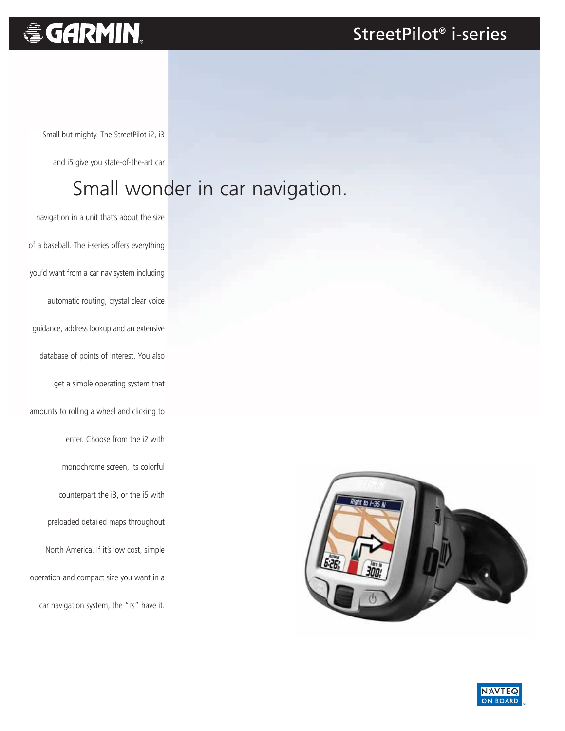# StreetPilot® i-series

## Small wonder in car navigation.

Small but mighty. The StreetPilot i2, i3 and i5 give you state-of-the-art car navigation in a unit that's about the size of a baseball. The i-series offers everything you'd want from a car nav system including automatic routing, crystal clear voice guidance, address lookup and an extensive database of points of interest. You also get a simple operating system that amounts to rolling a wheel and clicking to enter. Choose from the i2 with monochrome screen, its colorful counterpart the i3, or the i5 with preloaded detailed maps throughout North America. If it's low cost, simple operation and compact size you want in a car navigation system, the "i's" have it.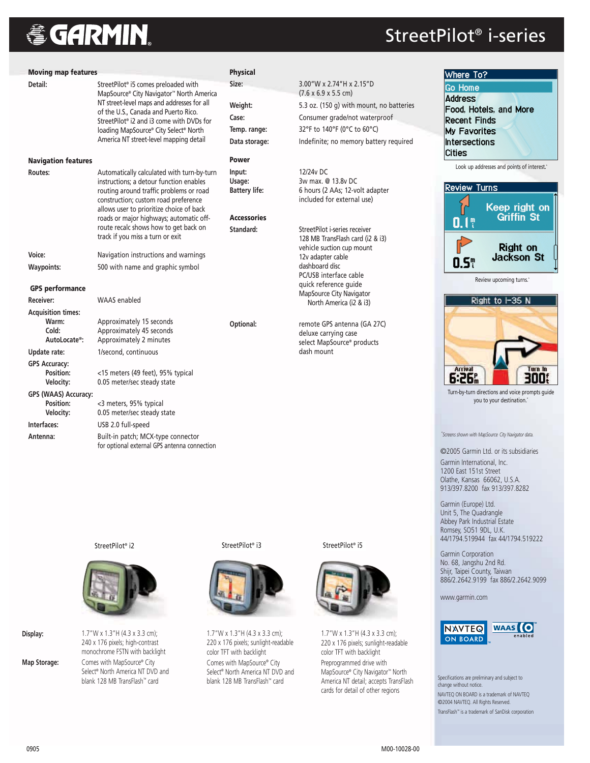# GARMIN StreetPilot® i-series

## Moving map features

| | |
|---|---|
| **Detail:** | StreetPilot® i5 comes preloaded with MapSource® City Navigator™ North America NT street-level maps and addresses for all of the U.S., Canada and Puerto Rico. StreetPilot® i2 and i3 come with DVDs for loading MapSource® City Select® North America NT street-level mapping detail |

## Navigation features

| | |
|---|---|
| **Routes:** | Automatically calculated with turn-by-turn instructions; a detour function enables routing around traffic problems or road construction; custom road preference allows user to prioritize choice of back roads or major highways; automatic off-route recalc shows how to get back on track if you miss a turn or exit |
| **Voice:** | Navigation instructions and warnings |
| **Waypoints:** | 500 with name and graphic symbol |

## GPS performance

| | |
|---|---|
| **Receiver:** | WAAS enabled |
| **Acquisition times:** | |
| **Warm:** | Approximately 15 seconds |
| **Cold:** | Approximately 45 seconds |
| **AutoLocate®:** | Approximately 2 minutes |
| **Update rate:** | 1/second, continuous |
| **GPS Accuracy:** | |
| **Position:** | <15 meters (49 feet), 95% typical |
| **Velocity:** | 0.05 meter/sec steady state |
| **GPS (WAAS) Accuracy:** | |
| **Position:** | <3 meters, 95% typical |
| **Velocity:** | 0.05 meter/sec steady state |
| **Interfaces:** | USB 2.0 full-speed |
| **Antenna:** | Built-in patch; MCX-type connector for optional external GPS antenna connection |

## Physical

| | |
|---|---|
| **Size:** | 3.00"W x 2.74"H x 2.15"D (7.6 x 6.9 x 5.5 cm) |
| **Weight:** | 5.3 oz. (150 g) with mount, no batteries |
| **Case:** | Consumer grade/not waterproof |
| **Temp. range:** | 32°F to 140°F (0°C to 60°C) |
| **Data storage:** | Indefinite; no memory battery required |

## Power

| | |
|---|---|
| **Input:** | 12/24v DC |
| **Usage:** | 3w max. @ 13.8v DC |
| **Battery life:** | 6 hours (2 AAs; 12-volt adapter included for external use) |

## Accessories

| | |
|---|---|
| **Standard:** | StreetPilot i-series receiver<br>128 MB TransFlash card (i2 & i3)<br>vehicle suction cup mount<br>12v adapter cable<br>dashboard disc<br>PC/USB interface cable<br>quick reference guide<br>MapSource City Navigator North America (i2 & i3) |
| **Optional:** | remote GPS antenna (GA 27C)<br>deluxe carrying case<br>select MapSource® products<br>dash mount |

Where To?
Go Home
Address
Food, Hotels, and More
Recent Finds
My Favorites
Intersections
Cities

Look up addresses and points of interest.*

Review Turns
0.1 mi Keep right on Griffin St
0.5 mi Right on Jackson St

Review upcoming turns.*

Right to I-35 N
Arrival 6:26pm
Turn In 300ft

Turn-by-turn directions and voice prompts guide you to your destination.*

*Screens shown with MapSource City Navigator data.

| | StreetPilot® i2 | StreetPilot® i3 | StreetPilot® i5 |
|---|---|---|---|
| **Display:** | 1.7"W x 1.3"H (4.3 x 3.3 cm); 240 x 176 pixels; high-contrast monochrome FSTN with backlight | 1.7"W x 1.3"H (4.3 x 3.3 cm); 220 x 176 pixels; sunlight-readable color TFT with backlight | 1.7"W x 1.3"H (4.3 x 3.3 cm); 220 x 176 pixels; sunlight-readable color TFT with backlight |
| **Map Storage:** | Comes with MapSource® City Select® North America NT DVD and blank 128 MB TransFlash™ card | Comes with MapSource® City Select® North America NT DVD and blank 128 MB TransFlash™ card | Preprogrammed drive with MapSource® City Navigator™ North America NT detail; accepts TransFlash cards for detail of other regions |

©2005 Garmin Ltd. or its subsidiaries

Garmin International, Inc.
1200 East 151st Street
Olathe, Kansas 66062, U.S.A.
913/397.8200 fax 913/397.8282

Garmin (Europe) Ltd.
Unit 5, The Quadrangle
Abbey Park Industrial Estate
Romsey, SO51 9DL, U.K.
44/1794.519944 fax 44/1794.519222

Garmin Corporation
No. 68, Jangshu 2nd Rd.
Shijr, Taipei County, Taiwan
886/2.2642.9199 fax 886/2.2642.9099

www.garmin.com

NAVTEQ ON BOARD
WAAS enabled

Specifications are preliminary and subject to change without notice.

NAVTEQ ON BOARD is a trademark of NAVTEQ ©2004 NAVTEQ. All Rights Reserved.

TransFlash™ is a trademark of SanDisk corporation

0905

M00-10028-00